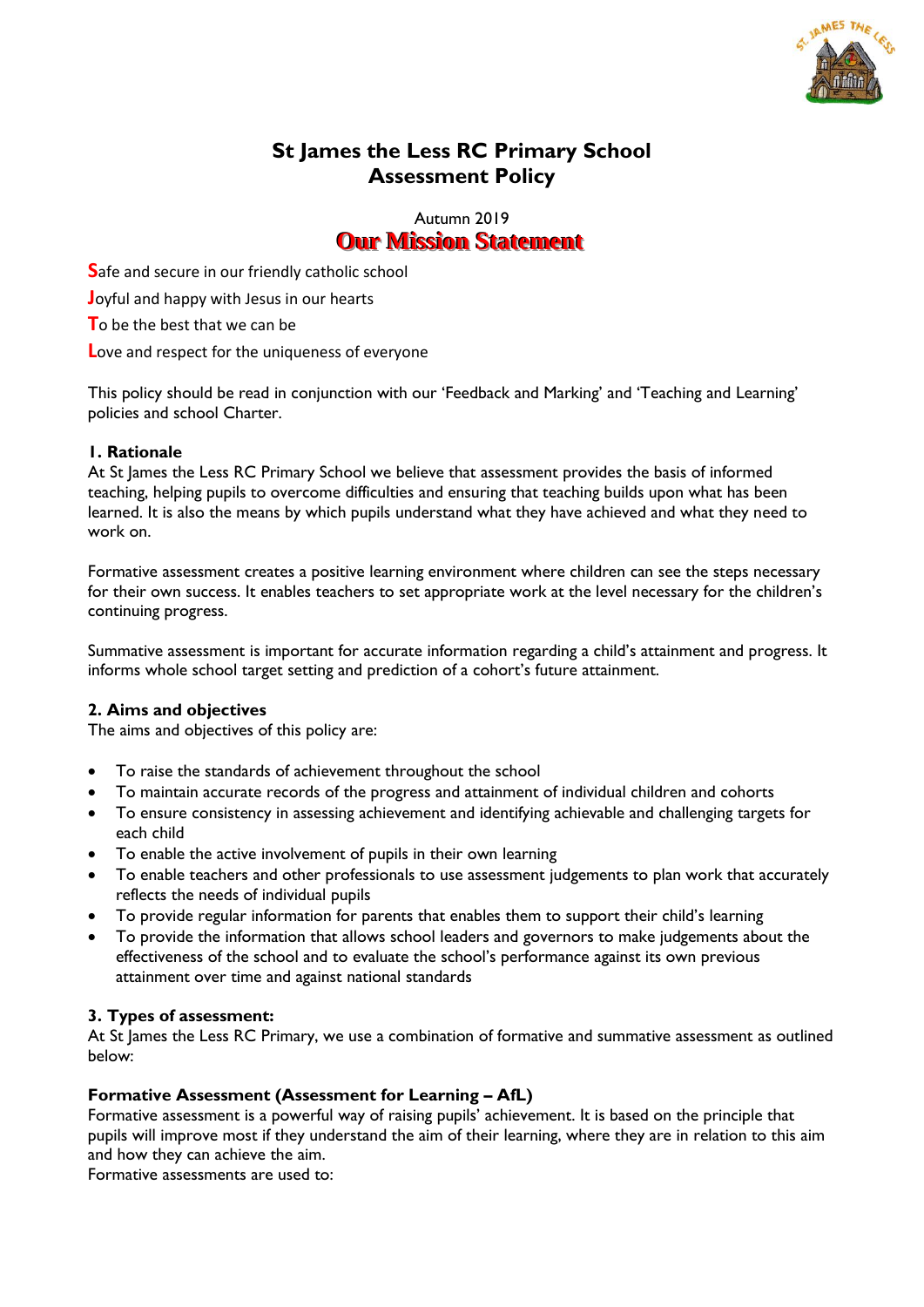# St James the Less RC Primary School
# Assessment Policy

Autumn 2019

## Our Mission Statement

**S**afe and secure in our friendly catholic school

**J**oyful and happy with Jesus in our hearts

**T**o be the best that we can be

**L**ove and respect for the uniqueness of everyone

This policy should be read in conjunction with our 'Feedback and Marking' and 'Teaching and Learning' policies and school Charter.

### 1. Rationale

At St James the Less RC Primary School we believe that assessment provides the basis of informed teaching, helping pupils to overcome difficulties and ensuring that teaching builds upon what has been learned. It is also the means by which pupils understand what they have achieved and what they need to work on.

Formative assessment creates a positive learning environment where children can see the steps necessary for their own success. It enables teachers to set appropriate work at the level necessary for the children's continuing progress.

Summative assessment is important for accurate information regarding a child's attainment and progress. It informs whole school target setting and prediction of a cohort's future attainment.

### 2. Aims and objectives

The aims and objectives of this policy are:

- To raise the standards of achievement throughout the school
- To maintain accurate records of the progress and attainment of individual children and cohorts
- To ensure consistency in assessing achievement and identifying achievable and challenging targets for each child
- To enable the active involvement of pupils in their own learning
- To enable teachers and other professionals to use assessment judgements to plan work that accurately reflects the needs of individual pupils
- To provide regular information for parents that enables them to support their child's learning
- To provide the information that allows school leaders and governors to make judgements about the effectiveness of the school and to evaluate the school's performance against its own previous attainment over time and against national standards

### 3. Types of assessment:

At St James the Less RC Primary, we use a combination of formative and summative assessment as outlined below:

#### Formative Assessment (Assessment for Learning – AfL)

Formative assessment is a powerful way of raising pupils' achievement. It is based on the principle that pupils will improve most if they understand the aim of their learning, where they are in relation to this aim and how they can achieve the aim.

Formative assessments are used to: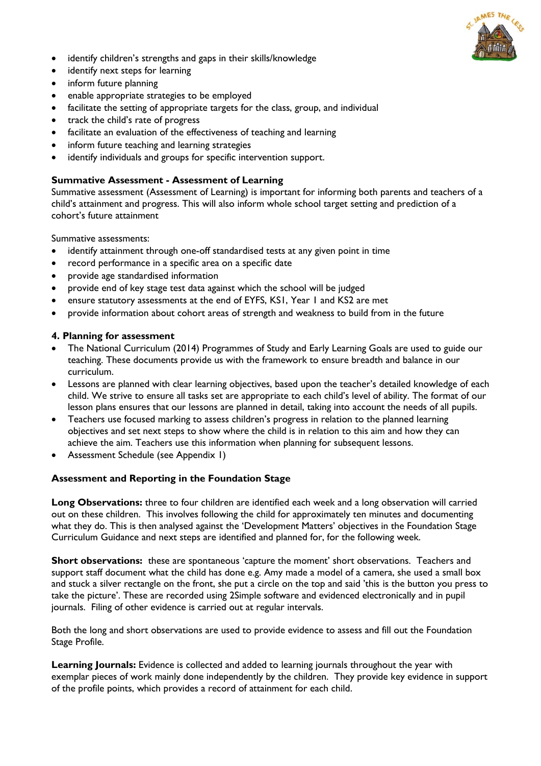- identify children's strengths and gaps in their skills/knowledge
- identify next steps for learning
- inform future planning
- enable appropriate strategies to be employed
- facilitate the setting of appropriate targets for the class, group, and individual
- track the child's rate of progress
- facilitate an evaluation of the effectiveness of teaching and learning
- inform future teaching and learning strategies
- identify individuals and groups for specific intervention support.

**Summative Assessment - Assessment of Learning**

Summative assessment (Assessment of Learning) is important for informing both parents and teachers of a child's attainment and progress. This will also inform whole school target setting and prediction of a cohort's future attainment

Summative assessments:

- identify attainment through one-off standardised tests at any given point in time
- record performance in a specific area on a specific date
- provide age standardised information
- provide end of key stage test data against which the school will be judged
- ensure statutory assessments at the end of EYFS, KS1, Year 1 and KS2 are met
- provide information about cohort areas of strength and weakness to build from in the future

**4. Planning for assessment**

- The National Curriculum (2014) Programmes of Study and Early Learning Goals are used to guide our teaching. These documents provide us with the framework to ensure breadth and balance in our curriculum.
- Lessons are planned with clear learning objectives, based upon the teacher's detailed knowledge of each child. We strive to ensure all tasks set are appropriate to each child's level of ability. The format of our lesson plans ensures that our lessons are planned in detail, taking into account the needs of all pupils.
- Teachers use focused marking to assess children's progress in relation to the planned learning objectives and set next steps to show where the child is in relation to this aim and how they can achieve the aim. Teachers use this information when planning for subsequent lessons.
- Assessment Schedule (see Appendix 1)

**Assessment and Reporting in the Foundation Stage**

**Long Observations:** three to four children are identified each week and a long observation will carried out on these children. This involves following the child for approximately ten minutes and documenting what they do. This is then analysed against the 'Development Matters' objectives in the Foundation Stage Curriculum Guidance and next steps are identified and planned for, for the following week.

**Short observations:** these are spontaneous 'capture the moment' short observations. Teachers and support staff document what the child has done e.g. Amy made a model of a camera, she used a small box and stuck a silver rectangle on the front, she put a circle on the top and said 'this is the button you press to take the picture'. These are recorded using 2Simple software and evidenced electronically and in pupil journals. Filing of other evidence is carried out at regular intervals.

Both the long and short observations are used to provide evidence to assess and fill out the Foundation Stage Profile.

**Learning Journals:** Evidence is collected and added to learning journals throughout the year with exemplar pieces of work mainly done independently by the children. They provide key evidence in support of the profile points, which provides a record of attainment for each child.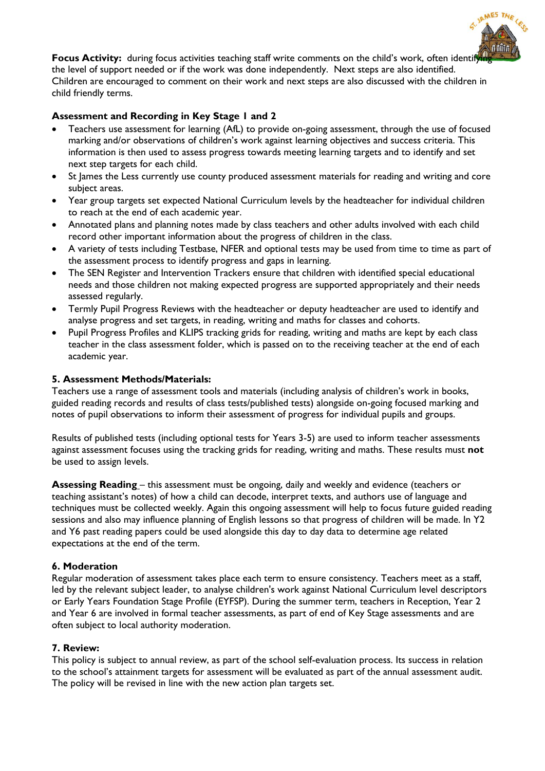**Focus Activity:** during focus activities teaching staff write comments on the child's work, often identifying the level of support needed or if the work was done independently. Next steps are also identified. Children are encouraged to comment on their work and next steps are also discussed with the children in child friendly terms.

**Assessment and Recording in Key Stage 1 and 2**

- Teachers use assessment for learning (AfL) to provide on-going assessment, through the use of focused marking and/or observations of children's work against learning objectives and success criteria. This information is then used to assess progress towards meeting learning targets and to identify and set next step targets for each child.
- St James the Less currently use county produced assessment materials for reading and writing and core subject areas.
- Year group targets set expected National Curriculum levels by the headteacher for individual children to reach at the end of each academic year.
- Annotated plans and planning notes made by class teachers and other adults involved with each child record other important information about the progress of children in the class.
- A variety of tests including Testbase, NFER and optional tests may be used from time to time as part of the assessment process to identify progress and gaps in learning.
- The SEN Register and Intervention Trackers ensure that children with identified special educational needs and those children not making expected progress are supported appropriately and their needs assessed regularly.
- Termly Pupil Progress Reviews with the headteacher or deputy headteacher are used to identify and analyse progress and set targets, in reading, writing and maths for classes and cohorts.
- Pupil Progress Profiles and KLIPS tracking grids for reading, writing and maths are kept by each class teacher in the class assessment folder, which is passed on to the receiving teacher at the end of each academic year.

**5. Assessment Methods/Materials:**

Teachers use a range of assessment tools and materials (including analysis of children's work in books, guided reading records and results of class tests/published tests) alongside on-going focused marking and notes of pupil observations to inform their assessment of progress for individual pupils and groups.

Results of published tests (including optional tests for Years 3-5) are used to inform teacher assessments against assessment focuses using the tracking grids for reading, writing and maths. These results must **not** be used to assign levels.

**Assessing Reading** – this assessment must be ongoing, daily and weekly and evidence (teachers or teaching assistant's notes) of how a child can decode, interpret texts, and authors use of language and techniques must be collected weekly. Again this ongoing assessment will help to focus future guided reading sessions and also may influence planning of English lessons so that progress of children will be made. In Y2 and Y6 past reading papers could be used alongside this day to day data to determine age related expectations at the end of the term.

**6. Moderation**

Regular moderation of assessment takes place each term to ensure consistency. Teachers meet as a staff, led by the relevant subject leader, to analyse children's work against National Curriculum level descriptors or Early Years Foundation Stage Profile (EYFSP). During the summer term, teachers in Reception, Year 2 and Year 6 are involved in formal teacher assessments, as part of end of Key Stage assessments and are often subject to local authority moderation.

**7. Review:**

This policy is subject to annual review, as part of the school self-evaluation process. Its success in relation to the school's attainment targets for assessment will be evaluated as part of the annual assessment audit. The policy will be revised in line with the new action plan targets set.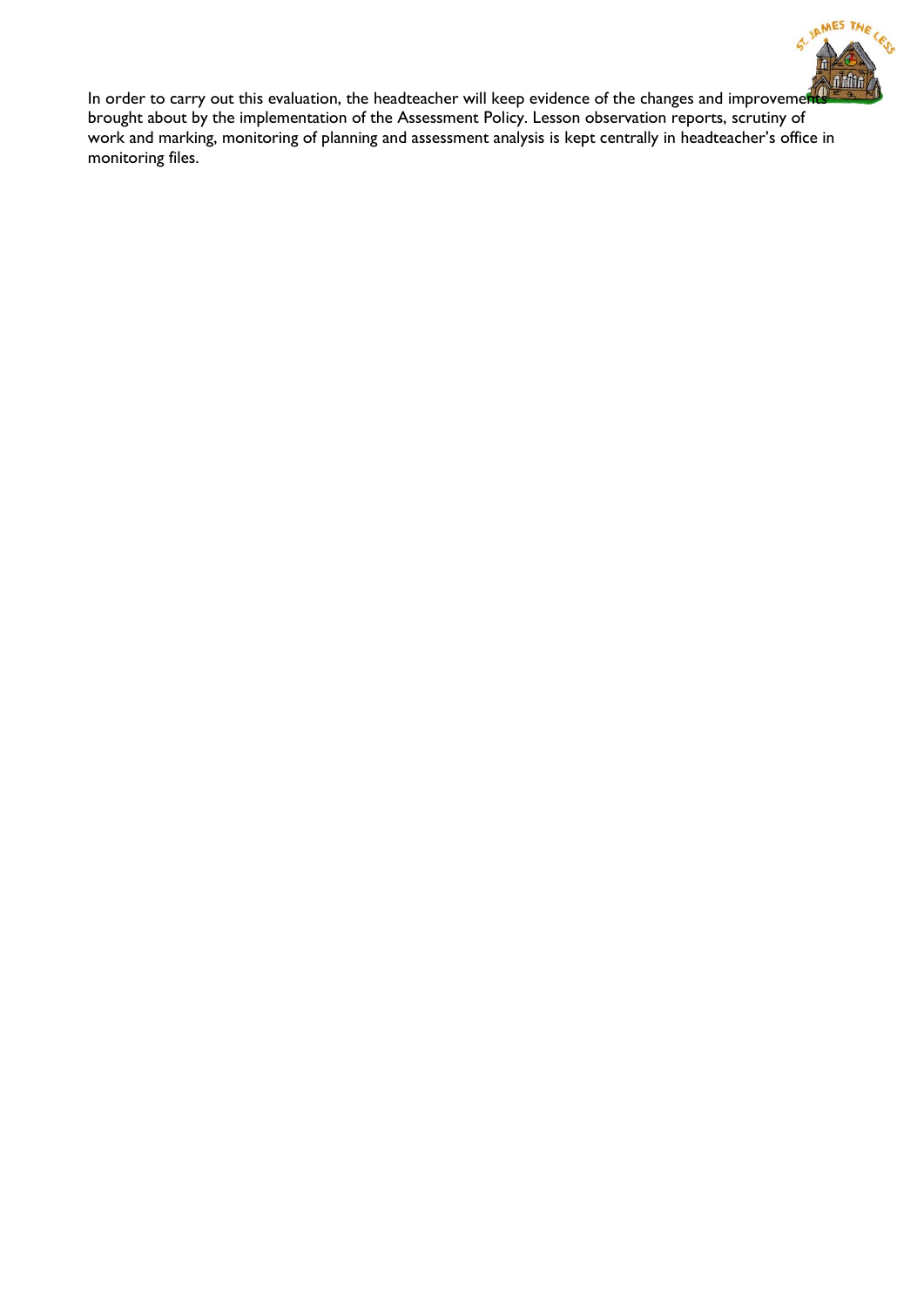In order to carry out this evaluation, the headteacher will keep evidence of the changes and improvements brought about by the implementation of the Assessment Policy. Lesson observation reports, scrutiny of work and marking, monitoring of planning and assessment analysis is kept centrally in headteacher's office in monitoring files.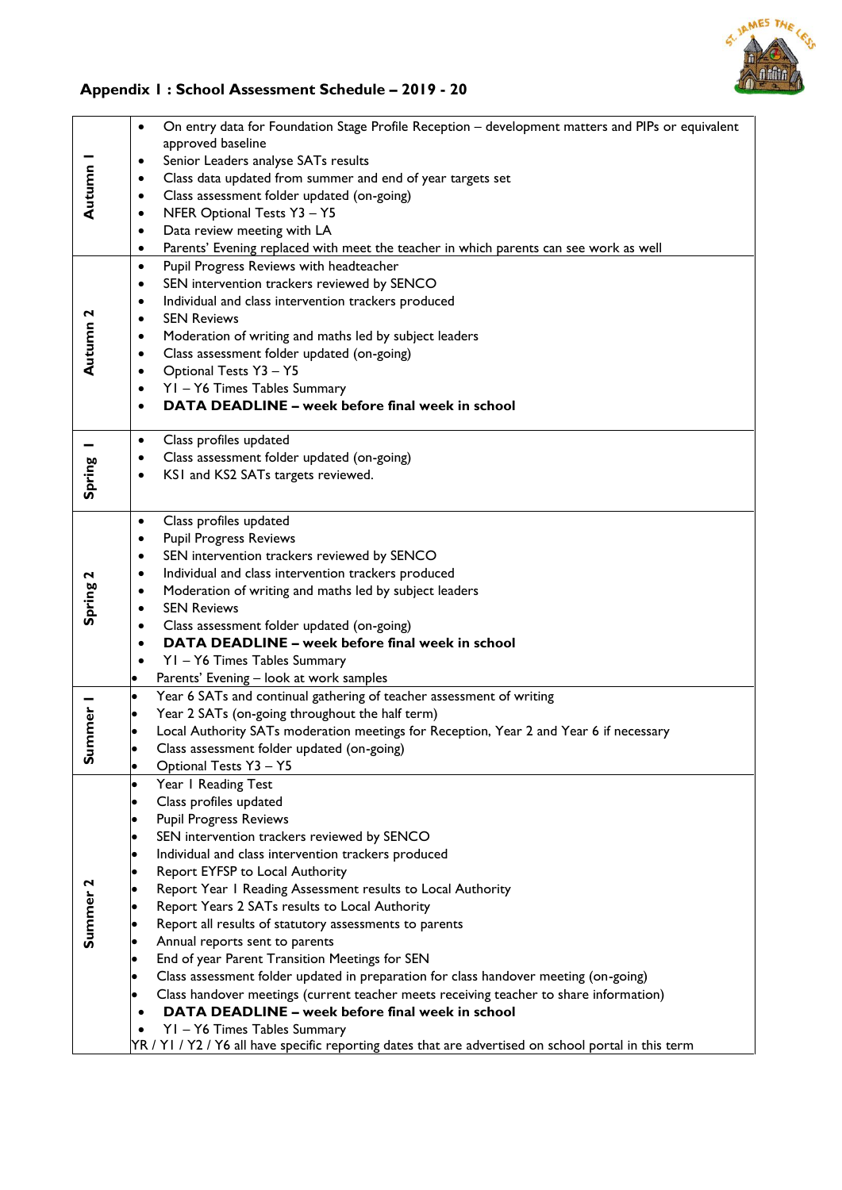## Appendix 1 : School Assessment Schedule – 2019 - 20

| Term | Activities |
|---|---|
| **Autumn 1** | • On entry data for Foundation Stage Profile Reception – development matters and PIPs or equivalent approved baseline<br>• Senior Leaders analyse SATs results<br>• Class data updated from summer and end of year targets set<br>• Class assessment folder updated (on-going)<br>• NFER Optional Tests Y3 – Y5<br>• Data review meeting with LA<br>• Parents' Evening replaced with meet the teacher in which parents can see work as well |
| **Autumn 2** | • Pupil Progress Reviews with headteacher<br>• SEN intervention trackers reviewed by SENCO<br>• Individual and class intervention trackers produced<br>• SEN Reviews<br>• Moderation of writing and maths led by subject leaders<br>• Class assessment folder updated (on-going)<br>• Optional Tests Y3 – Y5<br>• Y1 – Y6 Times Tables Summary<br>• **DATA DEADLINE – week before final week in school** |
| **Spring 1** | • Class profiles updated<br>• Class assessment folder updated (on-going)<br>• KS1 and KS2 SATs targets reviewed. |
| **Spring 2** | • Class profiles updated<br>• Pupil Progress Reviews<br>• SEN intervention trackers reviewed by SENCO<br>• Individual and class intervention trackers produced<br>• Moderation of writing and maths led by subject leaders<br>• SEN Reviews<br>• Class assessment folder updated (on-going)<br>• **DATA DEADLINE – week before final week in school**<br>• Y1 – Y6 Times Tables Summary<br>• Parents' Evening – look at work samples |
| **Summer 1** | • Year 6 SATs and continual gathering of teacher assessment of writing<br>• Year 2 SATs (on-going throughout the half term)<br>• Local Authority SATs moderation meetings for Reception, Year 2 and Year 6 if necessary<br>• Class assessment folder updated (on-going)<br>• Optional Tests Y3 – Y5 |
| **Summer 2** | • Year 1 Reading Test<br>• Class profiles updated<br>• Pupil Progress Reviews<br>• SEN intervention trackers reviewed by SENCO<br>• Individual and class intervention trackers produced<br>• Report EYFSP to Local Authority<br>• Report Year 1 Reading Assessment results to Local Authority<br>• Report Years 2 SATs results to Local Authority<br>• Report all results of statutory assessments to parents<br>• Annual reports sent to parents<br>• End of year Parent Transition Meetings for SEN<br>• Class assessment folder updated in preparation for class handover meeting (on-going)<br>• Class handover meetings (current teacher meets receiving teacher to share information)<br>• **DATA DEADLINE – week before final week in school**<br>• Y1 – Y6 Times Tables Summary<br>YR / Y1 / Y2 / Y6 all have specific reporting dates that are advertised on school portal in this term |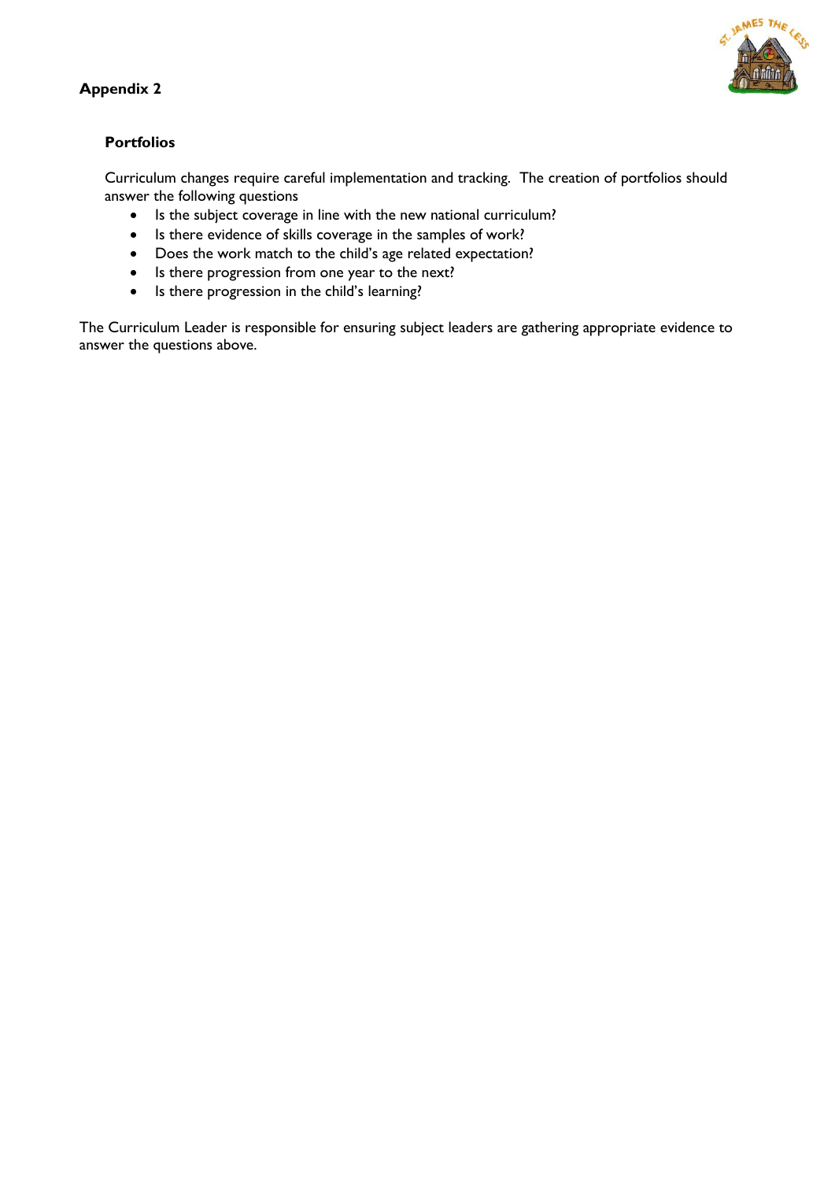**Appendix 2**

**Portfolios**

Curriculum changes require careful implementation and tracking. The creation of portfolios should answer the following questions

- Is the subject coverage in line with the new national curriculum?
- Is there evidence of skills coverage in the samples of work?
- Does the work match to the child's age related expectation?
- Is there progression from one year to the next?
- Is there progression in the child's learning?

The Curriculum Leader is responsible for ensuring subject leaders are gathering appropriate evidence to answer the questions above.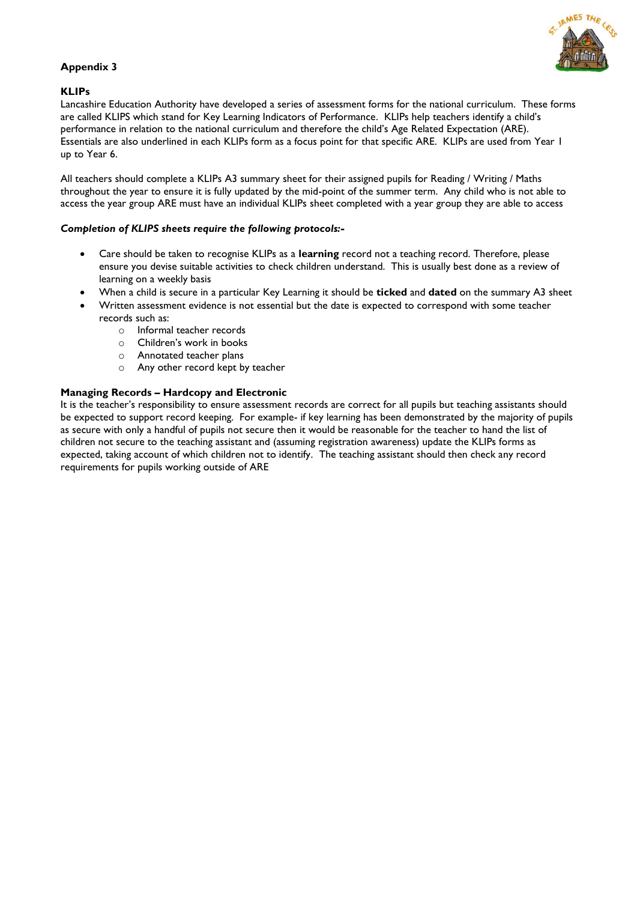**Appendix 3**

**KLIPs**

Lancashire Education Authority have developed a series of assessment forms for the national curriculum. These forms are called KLIPS which stand for Key Learning Indicators of Performance. KLIPs help teachers identify a child's performance in relation to the national curriculum and therefore the child's Age Related Expectation (ARE). Essentials are also underlined in each KLIPs form as a focus point for that specific ARE. KLIPs are used from Year 1 up to Year 6.

All teachers should complete a KLIPs A3 summary sheet for their assigned pupils for Reading / Writing / Maths throughout the year to ensure it is fully updated by the mid-point of the summer term. Any child who is not able to access the year group ARE must have an individual KLIPs sheet completed with a year group they are able to access

***Completion of KLIPS sheets require the following protocols:-***

- Care should be taken to recognise KLIPs as a **learning** record not a teaching record. Therefore, please ensure you devise suitable activities to check children understand. This is usually best done as a review of learning on a weekly basis
- When a child is secure in a particular Key Learning it should be **ticked** and **dated** on the summary A3 sheet
- Written assessment evidence is not essential but the date is expected to correspond with some teacher records such as:
  - Informal teacher records
  - Children's work in books
  - Annotated teacher plans
  - Any other record kept by teacher

**Managing Records – Hardcopy and Electronic**

It is the teacher's responsibility to ensure assessment records are correct for all pupils but teaching assistants should be expected to support record keeping. For example- if key learning has been demonstrated by the majority of pupils as secure with only a handful of pupils not secure then it would be reasonable for the teacher to hand the list of children not secure to the teaching assistant and (assuming registration awareness) update the KLIPs forms as expected, taking account of which children not to identify. The teaching assistant should then check any record requirements for pupils working outside of ARE